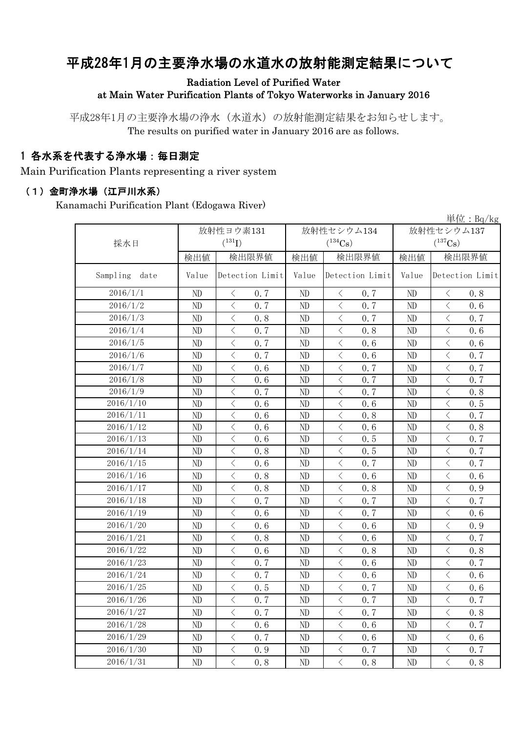# 平成28年1月の主要浄水場の水道水の放射能測定結果について

Radiation Level of Purified Water
at Main Water Purification Plants of Tokyo Waterworks in January 2016

平成28年1月の主要浄水場の浄水（水道水）の放射能測定結果をお知らせします。
The results on purified water in January 2016 are as follows.

## 1 各水系を代表する浄水場：毎日測定

Main Purification Plants representing a river system

### （1）金町浄水場（江戸川水系）

Kanamachi Purification Plant (Edogawa River)

単位：Bq/kg

| 採水日 | 放射性ヨウ素131 ($^{131}I$) | | 放射性セシウム134 ($^{134}Cs$) | | 放射性セシウム137 ($^{137}Cs$) | |
|---|---|---|---|---|---|---|
| | 検出値 | 検出限界値 | 検出値 | 検出限界値 | 検出値 | 検出限界値 |
| Sampling date | Value | Detection Limit | Value | Detection Limit | Value | Detection Limit |
| 2016/1/1 | ND | ＜ 0.7 | ND | ＜ 0.7 | ND | ＜ 0.8 |
| 2016/1/2 | ND | ＜ 0.7 | ND | ＜ 0.7 | ND | ＜ 0.6 |
| 2016/1/3 | ND | ＜ 0.8 | ND | ＜ 0.7 | ND | ＜ 0.7 |
| 2016/1/4 | ND | ＜ 0.7 | ND | ＜ 0.8 | ND | ＜ 0.6 |
| 2016/1/5 | ND | ＜ 0.7 | ND | ＜ 0.6 | ND | ＜ 0.6 |
| 2016/1/6 | ND | ＜ 0.7 | ND | ＜ 0.6 | ND | ＜ 0.7 |
| 2016/1/7 | ND | ＜ 0.6 | ND | ＜ 0.7 | ND | ＜ 0.7 |
| 2016/1/8 | ND | ＜ 0.6 | ND | ＜ 0.7 | ND | ＜ 0.7 |
| 2016/1/9 | ND | ＜ 0.7 | ND | ＜ 0.7 | ND | ＜ 0.8 |
| 2016/1/10 | ND | ＜ 0.6 | ND | ＜ 0.6 | ND | ＜ 0.5 |
| 2016/1/11 | ND | ＜ 0.6 | ND | ＜ 0.8 | ND | ＜ 0.7 |
| 2016/1/12 | ND | ＜ 0.6 | ND | ＜ 0.6 | ND | ＜ 0.8 |
| 2016/1/13 | ND | ＜ 0.6 | ND | ＜ 0.5 | ND | ＜ 0.7 |
| 2016/1/14 | ND | ＜ 0.8 | ND | ＜ 0.5 | ND | ＜ 0.7 |
| 2016/1/15 | ND | ＜ 0.6 | ND | ＜ 0.7 | ND | ＜ 0.7 |
| 2016/1/16 | ND | ＜ 0.8 | ND | ＜ 0.6 | ND | ＜ 0.6 |
| 2016/1/17 | ND | ＜ 0.8 | ND | ＜ 0.8 | ND | ＜ 0.9 |
| 2016/1/18 | ND | ＜ 0.7 | ND | ＜ 0.7 | ND | ＜ 0.7 |
| 2016/1/19 | ND | ＜ 0.6 | ND | ＜ 0.7 | ND | ＜ 0.6 |
| 2016/1/20 | ND | ＜ 0.6 | ND | ＜ 0.6 | ND | ＜ 0.9 |
| 2016/1/21 | ND | ＜ 0.8 | ND | ＜ 0.6 | ND | ＜ 0.7 |
| 2016/1/22 | ND | ＜ 0.6 | ND | ＜ 0.8 | ND | ＜ 0.8 |
| 2016/1/23 | ND | ＜ 0.7 | ND | ＜ 0.6 | ND | ＜ 0.7 |
| 2016/1/24 | ND | ＜ 0.7 | ND | ＜ 0.6 | ND | ＜ 0.6 |
| 2016/1/25 | ND | ＜ 0.5 | ND | ＜ 0.7 | ND | ＜ 0.6 |
| 2016/1/26 | ND | ＜ 0.7 | ND | ＜ 0.7 | ND | ＜ 0.7 |
| 2016/1/27 | ND | ＜ 0.7 | ND | ＜ 0.7 | ND | ＜ 0.8 |
| 2016/1/28 | ND | ＜ 0.6 | ND | ＜ 0.6 | ND | ＜ 0.7 |
| 2016/1/29 | ND | ＜ 0.7 | ND | ＜ 0.6 | ND | ＜ 0.6 |
| 2016/1/30 | ND | ＜ 0.9 | ND | ＜ 0.7 | ND | ＜ 0.7 |
| 2016/1/31 | ND | ＜ 0.8 | ND | ＜ 0.8 | ND | ＜ 0.8 |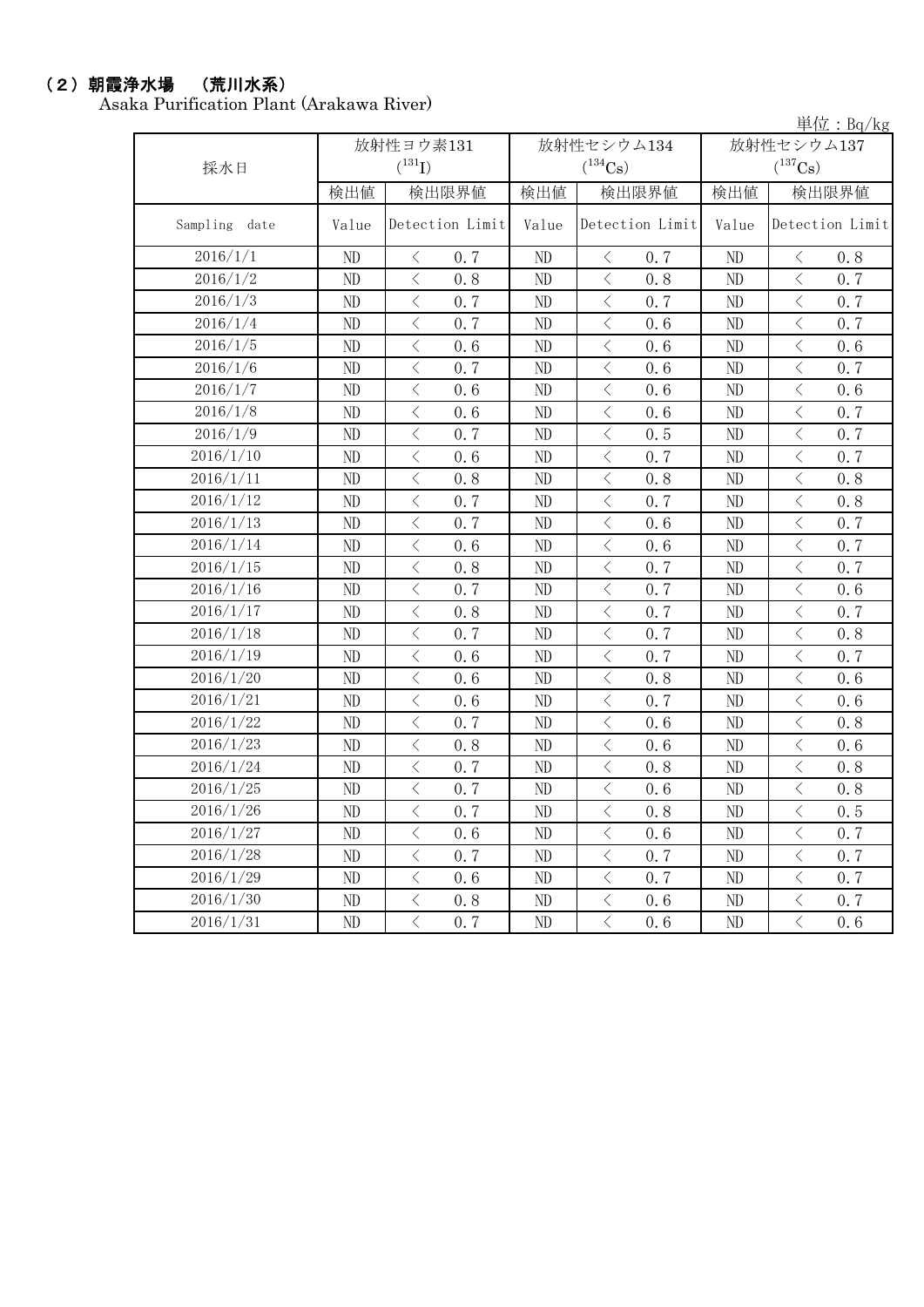## （２）朝霞浄水場　（荒川水系）

Asaka Purification Plant (Arakawa River)

単位：Bq/kg

| 採水日 | 放射性ヨウ素131 ($^{131}$I) | | 放射性セシウム134 ($^{134}$Cs) | | 放射性セシウム137 ($^{137}$Cs) | |
|---|---|---|---|---|---|---|
| | 検出値 | 検出限界値 | 検出値 | 検出限界値 | 検出値 | 検出限界値 |
| Sampling date | Value | Detection Limit | Value | Detection Limit | Value | Detection Limit |
| 2016/1/1 | ND | < 0.7 | ND | < 0.7 | ND | < 0.8 |
| 2016/1/2 | ND | < 0.8 | ND | < 0.8 | ND | < 0.7 |
| 2016/1/3 | ND | < 0.7 | ND | < 0.7 | ND | < 0.7 |
| 2016/1/4 | ND | < 0.7 | ND | < 0.6 | ND | < 0.7 |
| 2016/1/5 | ND | < 0.6 | ND | < 0.6 | ND | < 0.6 |
| 2016/1/6 | ND | < 0.7 | ND | < 0.6 | ND | < 0.7 |
| 2016/1/7 | ND | < 0.6 | ND | < 0.6 | ND | < 0.6 |
| 2016/1/8 | ND | < 0.6 | ND | < 0.6 | ND | < 0.7 |
| 2016/1/9 | ND | < 0.7 | ND | < 0.5 | ND | < 0.7 |
| 2016/1/10 | ND | < 0.6 | ND | < 0.7 | ND | < 0.7 |
| 2016/1/11 | ND | < 0.8 | ND | < 0.8 | ND | < 0.8 |
| 2016/1/12 | ND | < 0.7 | ND | < 0.7 | ND | < 0.8 |
| 2016/1/13 | ND | < 0.7 | ND | < 0.6 | ND | < 0.7 |
| 2016/1/14 | ND | < 0.6 | ND | < 0.6 | ND | < 0.7 |
| 2016/1/15 | ND | < 0.8 | ND | < 0.7 | ND | < 0.7 |
| 2016/1/16 | ND | < 0.7 | ND | < 0.7 | ND | < 0.6 |
| 2016/1/17 | ND | < 0.8 | ND | < 0.7 | ND | < 0.7 |
| 2016/1/18 | ND | < 0.7 | ND | < 0.7 | ND | < 0.8 |
| 2016/1/19 | ND | < 0.6 | ND | < 0.7 | ND | < 0.7 |
| 2016/1/20 | ND | < 0.6 | ND | < 0.8 | ND | < 0.6 |
| 2016/1/21 | ND | < 0.6 | ND | < 0.7 | ND | < 0.6 |
| 2016/1/22 | ND | < 0.7 | ND | < 0.6 | ND | < 0.8 |
| 2016/1/23 | ND | < 0.8 | ND | < 0.6 | ND | < 0.6 |
| 2016/1/24 | ND | < 0.7 | ND | < 0.8 | ND | < 0.8 |
| 2016/1/25 | ND | < 0.7 | ND | < 0.6 | ND | < 0.8 |
| 2016/1/26 | ND | < 0.7 | ND | < 0.8 | ND | < 0.5 |
| 2016/1/27 | ND | < 0.6 | ND | < 0.6 | ND | < 0.7 |
| 2016/1/28 | ND | < 0.7 | ND | < 0.7 | ND | < 0.7 |
| 2016/1/29 | ND | < 0.6 | ND | < 0.7 | ND | < 0.7 |
| 2016/1/30 | ND | < 0.8 | ND | < 0.6 | ND | < 0.7 |
| 2016/1/31 | ND | < 0.7 | ND | < 0.6 | ND | < 0.6 |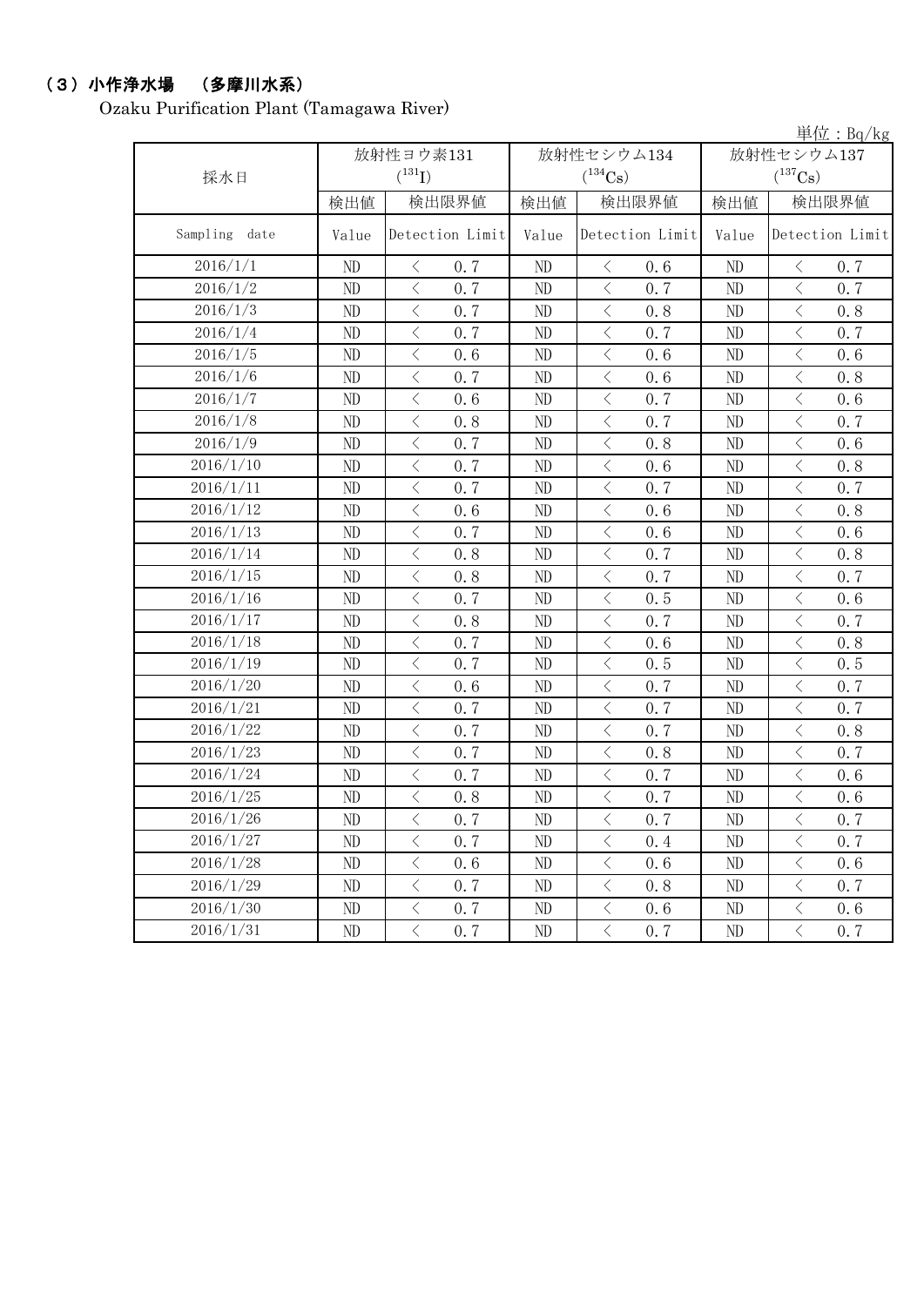## （３）小作浄水場　（多摩川水系）

Ozaku Purification Plant (Tamagawa River)

単位：Bq/kg

| 採水日 | 放射性ヨウ素131 ($^{131}I$) | | 放射性セシウム134 ($^{134}Cs$) | | 放射性セシウム137 ($^{137}Cs$) | |
|---|---|---|---|---|---|---|
| | 検出値 | 検出限界値 | 検出値 | 検出限界値 | 検出値 | 検出限界値 |
| Sampling date | Value | Detection Limit | Value | Detection Limit | Value | Detection Limit |
| 2016/1/1 | ND | ＜ 0.7 | ND | ＜ 0.6 | ND | ＜ 0.7 |
| 2016/1/2 | ND | ＜ 0.7 | ND | ＜ 0.7 | ND | ＜ 0.7 |
| 2016/1/3 | ND | ＜ 0.7 | ND | ＜ 0.8 | ND | ＜ 0.8 |
| 2016/1/4 | ND | ＜ 0.7 | ND | ＜ 0.7 | ND | ＜ 0.7 |
| 2016/1/5 | ND | ＜ 0.6 | ND | ＜ 0.6 | ND | ＜ 0.6 |
| 2016/1/6 | ND | ＜ 0.7 | ND | ＜ 0.6 | ND | ＜ 0.8 |
| 2016/1/7 | ND | ＜ 0.6 | ND | ＜ 0.7 | ND | ＜ 0.6 |
| 2016/1/8 | ND | ＜ 0.8 | ND | ＜ 0.7 | ND | ＜ 0.7 |
| 2016/1/9 | ND | ＜ 0.7 | ND | ＜ 0.8 | ND | ＜ 0.6 |
| 2016/1/10 | ND | ＜ 0.7 | ND | ＜ 0.6 | ND | ＜ 0.8 |
| 2016/1/11 | ND | ＜ 0.7 | ND | ＜ 0.7 | ND | ＜ 0.7 |
| 2016/1/12 | ND | ＜ 0.6 | ND | ＜ 0.6 | ND | ＜ 0.8 |
| 2016/1/13 | ND | ＜ 0.7 | ND | ＜ 0.6 | ND | ＜ 0.6 |
| 2016/1/14 | ND | ＜ 0.8 | ND | ＜ 0.7 | ND | ＜ 0.8 |
| 2016/1/15 | ND | ＜ 0.8 | ND | ＜ 0.7 | ND | ＜ 0.7 |
| 2016/1/16 | ND | ＜ 0.7 | ND | ＜ 0.5 | ND | ＜ 0.6 |
| 2016/1/17 | ND | ＜ 0.8 | ND | ＜ 0.7 | ND | ＜ 0.7 |
| 2016/1/18 | ND | ＜ 0.7 | ND | ＜ 0.6 | ND | ＜ 0.8 |
| 2016/1/19 | ND | ＜ 0.7 | ND | ＜ 0.5 | ND | ＜ 0.5 |
| 2016/1/20 | ND | ＜ 0.6 | ND | ＜ 0.7 | ND | ＜ 0.7 |
| 2016/1/21 | ND | ＜ 0.7 | ND | ＜ 0.7 | ND | ＜ 0.7 |
| 2016/1/22 | ND | ＜ 0.7 | ND | ＜ 0.7 | ND | ＜ 0.8 |
| 2016/1/23 | ND | ＜ 0.7 | ND | ＜ 0.8 | ND | ＜ 0.7 |
| 2016/1/24 | ND | ＜ 0.7 | ND | ＜ 0.7 | ND | ＜ 0.6 |
| 2016/1/25 | ND | ＜ 0.8 | ND | ＜ 0.7 | ND | ＜ 0.6 |
| 2016/1/26 | ND | ＜ 0.7 | ND | ＜ 0.7 | ND | ＜ 0.7 |
| 2016/1/27 | ND | ＜ 0.7 | ND | ＜ 0.4 | ND | ＜ 0.7 |
| 2016/1/28 | ND | ＜ 0.6 | ND | ＜ 0.6 | ND | ＜ 0.6 |
| 2016/1/29 | ND | ＜ 0.7 | ND | ＜ 0.8 | ND | ＜ 0.7 |
| 2016/1/30 | ND | ＜ 0.7 | ND | ＜ 0.6 | ND | ＜ 0.6 |
| 2016/1/31 | ND | ＜ 0.7 | ND | ＜ 0.7 | ND | ＜ 0.7 |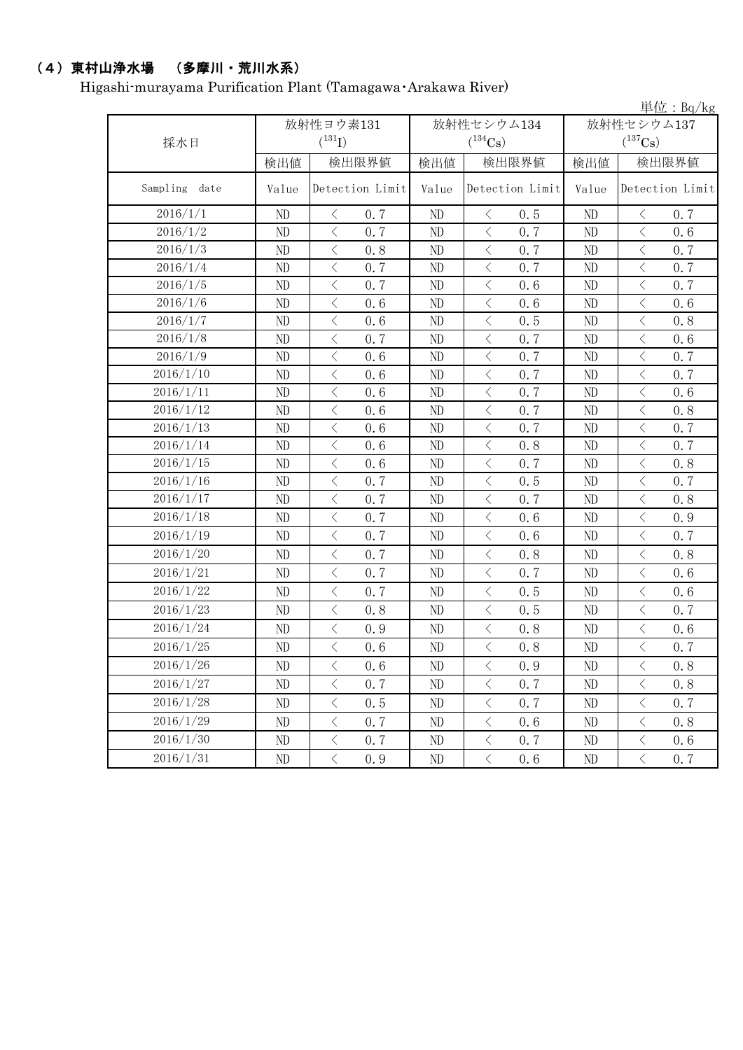## （4）東村山浄水場　（多摩川・荒川水系）

Higashi-murayama Purification Plant (Tamagawa･Arakawa River)

単位：Bq/kg

| 採水日 | 放射性ヨウ素131 ($^{131}I$) | | 放射性セシウム134 ($^{134}Cs$) | | 放射性セシウム137 ($^{137}Cs$) | |
|---|---|---|---|---|---|---|
| | 検出値 | 検出限界値 | 検出値 | 検出限界値 | 検出値 | 検出限界値 |
| Sampling date | Value | Detection Limit | Value | Detection Limit | Value | Detection Limit |
| 2016/1/1 | ND | ＜ 0.7 | ND | ＜ 0.5 | ND | ＜ 0.7 |
| 2016/1/2 | ND | ＜ 0.7 | ND | ＜ 0.7 | ND | ＜ 0.6 |
| 2016/1/3 | ND | ＜ 0.8 | ND | ＜ 0.7 | ND | ＜ 0.7 |
| 2016/1/4 | ND | ＜ 0.7 | ND | ＜ 0.7 | ND | ＜ 0.7 |
| 2016/1/5 | ND | ＜ 0.7 | ND | ＜ 0.6 | ND | ＜ 0.7 |
| 2016/1/6 | ND | ＜ 0.6 | ND | ＜ 0.6 | ND | ＜ 0.6 |
| 2016/1/7 | ND | ＜ 0.6 | ND | ＜ 0.5 | ND | ＜ 0.8 |
| 2016/1/8 | ND | ＜ 0.7 | ND | ＜ 0.7 | ND | ＜ 0.6 |
| 2016/1/9 | ND | ＜ 0.6 | ND | ＜ 0.7 | ND | ＜ 0.7 |
| 2016/1/10 | ND | ＜ 0.6 | ND | ＜ 0.7 | ND | ＜ 0.7 |
| 2016/1/11 | ND | ＜ 0.6 | ND | ＜ 0.7 | ND | ＜ 0.6 |
| 2016/1/12 | ND | ＜ 0.6 | ND | ＜ 0.7 | ND | ＜ 0.8 |
| 2016/1/13 | ND | ＜ 0.6 | ND | ＜ 0.7 | ND | ＜ 0.7 |
| 2016/1/14 | ND | ＜ 0.6 | ND | ＜ 0.8 | ND | ＜ 0.7 |
| 2016/1/15 | ND | ＜ 0.6 | ND | ＜ 0.7 | ND | ＜ 0.8 |
| 2016/1/16 | ND | ＜ 0.7 | ND | ＜ 0.5 | ND | ＜ 0.7 |
| 2016/1/17 | ND | ＜ 0.7 | ND | ＜ 0.7 | ND | ＜ 0.8 |
| 2016/1/18 | ND | ＜ 0.7 | ND | ＜ 0.6 | ND | ＜ 0.9 |
| 2016/1/19 | ND | ＜ 0.7 | ND | ＜ 0.6 | ND | ＜ 0.7 |
| 2016/1/20 | ND | ＜ 0.7 | ND | ＜ 0.8 | ND | ＜ 0.8 |
| 2016/1/21 | ND | ＜ 0.7 | ND | ＜ 0.7 | ND | ＜ 0.6 |
| 2016/1/22 | ND | ＜ 0.7 | ND | ＜ 0.5 | ND | ＜ 0.6 |
| 2016/1/23 | ND | ＜ 0.8 | ND | ＜ 0.5 | ND | ＜ 0.7 |
| 2016/1/24 | ND | ＜ 0.9 | ND | ＜ 0.8 | ND | ＜ 0.6 |
| 2016/1/25 | ND | ＜ 0.6 | ND | ＜ 0.8 | ND | ＜ 0.7 |
| 2016/1/26 | ND | ＜ 0.6 | ND | ＜ 0.9 | ND | ＜ 0.8 |
| 2016/1/27 | ND | ＜ 0.7 | ND | ＜ 0.7 | ND | ＜ 0.8 |
| 2016/1/28 | ND | ＜ 0.5 | ND | ＜ 0.7 | ND | ＜ 0.7 |
| 2016/1/29 | ND | ＜ 0.7 | ND | ＜ 0.6 | ND | ＜ 0.8 |
| 2016/1/30 | ND | ＜ 0.7 | ND | ＜ 0.7 | ND | ＜ 0.6 |
| 2016/1/31 | ND | ＜ 0.9 | ND | ＜ 0.6 | ND | ＜ 0.7 |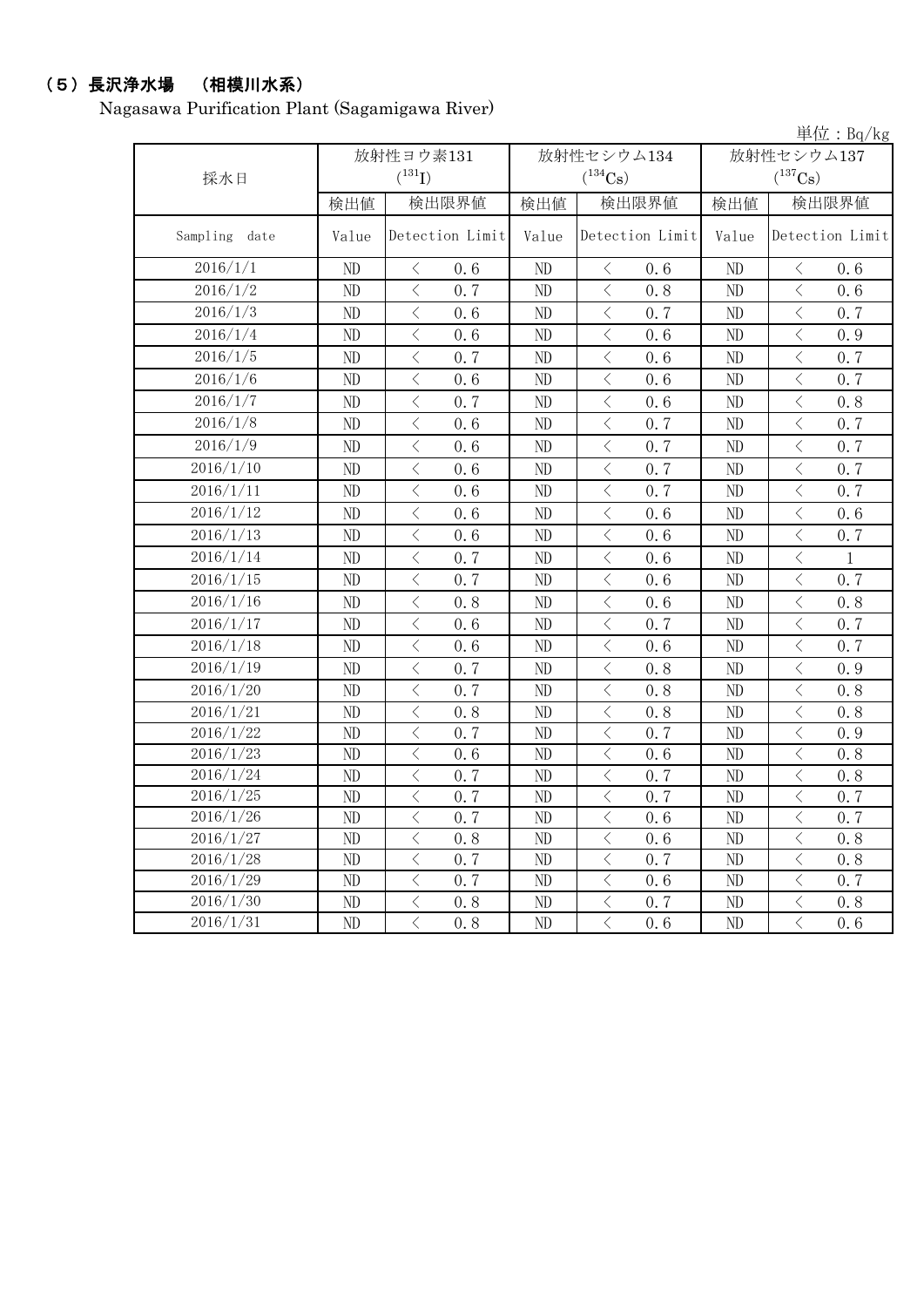## （5）長沢浄水場　（相模川水系）

Nagasawa Purification Plant (Sagamigawa River)

単位：Bq/kg

| 採水日 | 放射性ヨウ素131 ($^{131}I$) | | 放射性セシウム134 ($^{134}Cs$) | | 放射性セシウム137 ($^{137}Cs$) | |
|---|---|---|---|---|---|---|
| | 検出値 | 検出限界値 | 検出値 | 検出限界値 | 検出値 | 検出限界値 |
| Sampling date | Value | Detection Limit | Value | Detection Limit | Value | Detection Limit |
| 2016/1/1 | ND | ＜ 0.6 | ND | ＜ 0.6 | ND | ＜ 0.6 |
| 2016/1/2 | ND | ＜ 0.7 | ND | ＜ 0.8 | ND | ＜ 0.6 |
| 2016/1/3 | ND | ＜ 0.6 | ND | ＜ 0.7 | ND | ＜ 0.7 |
| 2016/1/4 | ND | ＜ 0.6 | ND | ＜ 0.6 | ND | ＜ 0.9 |
| 2016/1/5 | ND | ＜ 0.7 | ND | ＜ 0.6 | ND | ＜ 0.7 |
| 2016/1/6 | ND | ＜ 0.6 | ND | ＜ 0.6 | ND | ＜ 0.7 |
| 2016/1/7 | ND | ＜ 0.7 | ND | ＜ 0.6 | ND | ＜ 0.8 |
| 2016/1/8 | ND | ＜ 0.6 | ND | ＜ 0.7 | ND | ＜ 0.7 |
| 2016/1/9 | ND | ＜ 0.6 | ND | ＜ 0.7 | ND | ＜ 0.7 |
| 2016/1/10 | ND | ＜ 0.6 | ND | ＜ 0.7 | ND | ＜ 0.7 |
| 2016/1/11 | ND | ＜ 0.6 | ND | ＜ 0.7 | ND | ＜ 0.7 |
| 2016/1/12 | ND | ＜ 0.6 | ND | ＜ 0.6 | ND | ＜ 0.6 |
| 2016/1/13 | ND | ＜ 0.6 | ND | ＜ 0.6 | ND | ＜ 0.7 |
| 2016/1/14 | ND | ＜ 0.7 | ND | ＜ 0.6 | ND | ＜ 1 |
| 2016/1/15 | ND | ＜ 0.7 | ND | ＜ 0.6 | ND | ＜ 0.7 |
| 2016/1/16 | ND | ＜ 0.8 | ND | ＜ 0.6 | ND | ＜ 0.8 |
| 2016/1/17 | ND | ＜ 0.6 | ND | ＜ 0.7 | ND | ＜ 0.7 |
| 2016/1/18 | ND | ＜ 0.6 | ND | ＜ 0.6 | ND | ＜ 0.7 |
| 2016/1/19 | ND | ＜ 0.7 | ND | ＜ 0.8 | ND | ＜ 0.9 |
| 2016/1/20 | ND | ＜ 0.7 | ND | ＜ 0.8 | ND | ＜ 0.8 |
| 2016/1/21 | ND | ＜ 0.8 | ND | ＜ 0.8 | ND | ＜ 0.8 |
| 2016/1/22 | ND | ＜ 0.7 | ND | ＜ 0.7 | ND | ＜ 0.9 |
| 2016/1/23 | ND | ＜ 0.6 | ND | ＜ 0.6 | ND | ＜ 0.8 |
| 2016/1/24 | ND | ＜ 0.7 | ND | ＜ 0.7 | ND | ＜ 0.8 |
| 2016/1/25 | ND | ＜ 0.7 | ND | ＜ 0.7 | ND | ＜ 0.7 |
| 2016/1/26 | ND | ＜ 0.7 | ND | ＜ 0.6 | ND | ＜ 0.7 |
| 2016/1/27 | ND | ＜ 0.8 | ND | ＜ 0.6 | ND | ＜ 0.8 |
| 2016/1/28 | ND | ＜ 0.7 | ND | ＜ 0.7 | ND | ＜ 0.8 |
| 2016/1/29 | ND | ＜ 0.7 | ND | ＜ 0.6 | ND | ＜ 0.7 |
| 2016/1/30 | ND | ＜ 0.8 | ND | ＜ 0.7 | ND | ＜ 0.8 |
| 2016/1/31 | ND | ＜ 0.8 | ND | ＜ 0.6 | ND | ＜ 0.6 |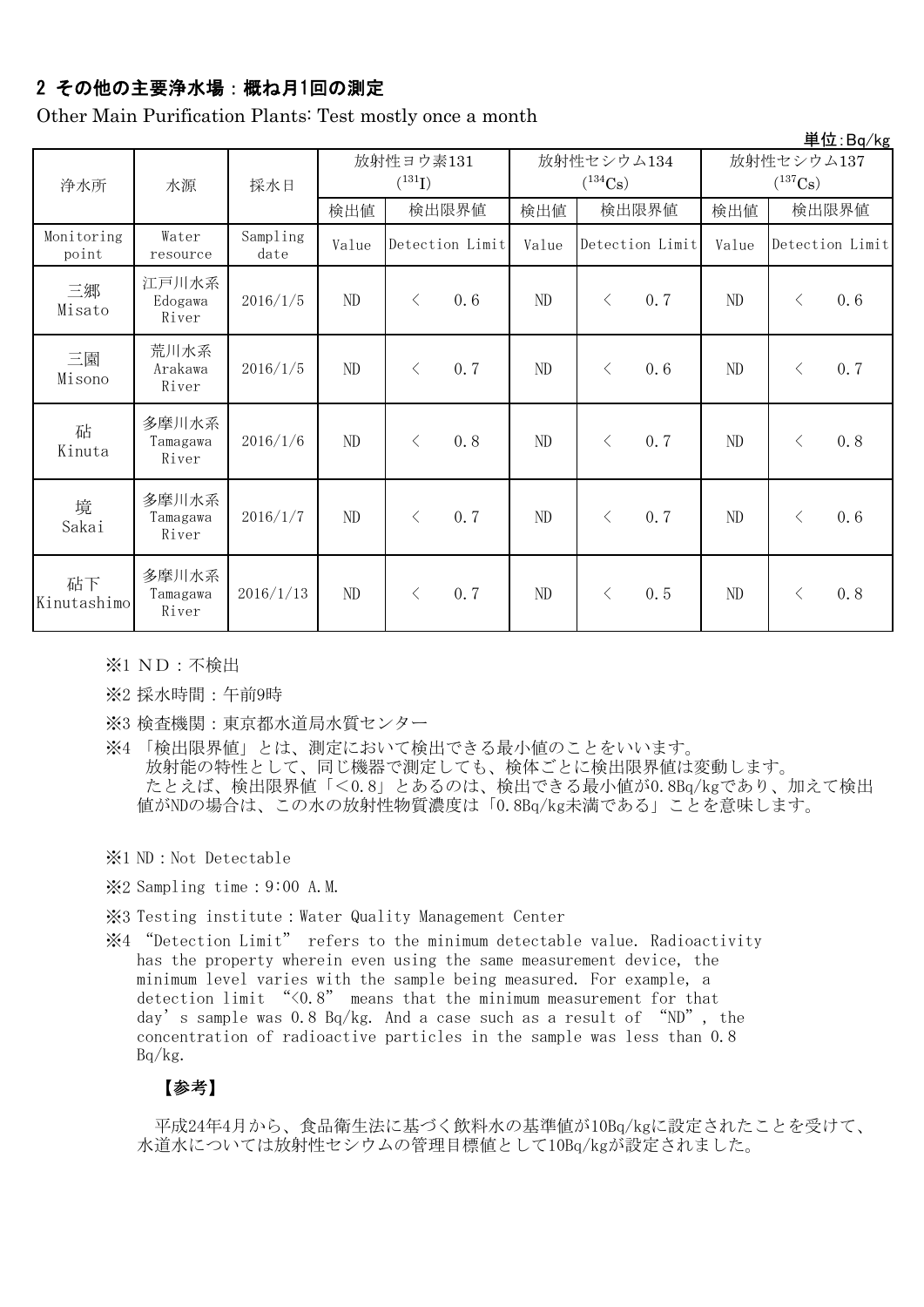## 2 その他の主要浄水場：概ね月1回の測定

Other Main Purification Plants: Test mostly once a month

単位:Bq/kg

| 浄水所 | 水源 | 採水日 | 放射性ヨウ素131 ($^{131}I$) | | 放射性セシウム134 ($^{134}Cs$) | | 放射性セシウム137 ($^{137}Cs$) | |
|---|---|---|---|---|---|---|---|---|
| | | | 検出値 | 検出限界値 | 検出値 | 検出限界値 | 検出値 | 検出限界値 |
| Monitoring point | Water resource | Sampling date | Value | Detection Limit | Value | Detection Limit | Value | Detection Limit |
| 三郷 Misato | 江戸川水系 Edogawa River | 2016/1/5 | ND | < 0.6 | ND | < 0.7 | ND | < 0.6 |
| 三園 Misono | 荒川水系 Arakawa River | 2016/1/5 | ND | < 0.7 | ND | < 0.6 | ND | < 0.7 |
| 砧 Kinuta | 多摩川水系 Tamagawa River | 2016/1/6 | ND | < 0.8 | ND | < 0.7 | ND | < 0.8 |
| 境 Sakai | 多摩川水系 Tamagawa River | 2016/1/7 | ND | < 0.7 | ND | < 0.7 | ND | < 0.6 |
| 砧下 Kinutashimo | 多摩川水系 Tamagawa River | 2016/1/13 | ND | < 0.7 | ND | < 0.5 | ND | < 0.8 |

※1 ＮＤ：不検出

※2 採水時間：午前9時

※3 検査機関：東京都水道局水質センター

※4 「検出限界値」とは、測定において検出できる最小値のことをいいます。
放射能の特性として、同じ機器で測定しても、検体ごとに検出限界値は変動します。
たとえば、検出限界値「<0.8」とあるのは、検出できる最小値が0.8Bq/kgであり、加えて検出値がNDの場合は、この水の放射性物質濃度は「0.8Bq/kg未満である」ことを意味します。

※1 ND：Not Detectable

※2 Sampling time：9:00 A.M.

※3 Testing institute：Water Quality Management Center

※4 "Detection Limit" refers to the minimum detectable value. Radioactivity has the property wherein even using the same measurement device, the minimum level varies with the sample being measured. For example, a detection limit "<0.8" means that the minimum measurement for that day's sample was 0.8 Bq/kg. And a case such as a result of "ND", the concentration of radioactive particles in the sample was less than 0.8 Bq/kg.

**【参考】**

平成24年4月から、食品衛生法に基づく飲料水の基準値が10Bq/kgに設定されたことを受けて、水道水については放射性セシウムの管理目標値として10Bq/kgが設定されました。